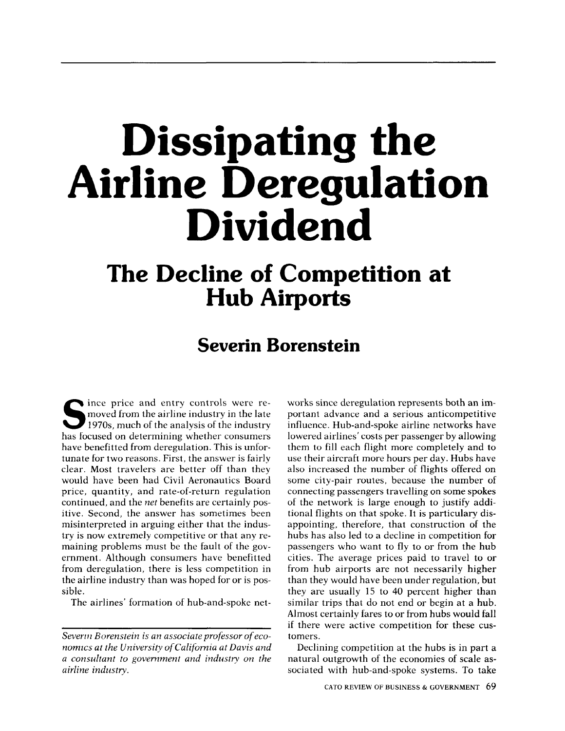// Dissipating the Airline Deregulation Dividend

## The Decline of Competition at Hub Airports

### Severin Borenstein

Since price and entry controls were removed from the airline industry in the late 1970s, much of the analysis of the industry has focused on determining whether consumers have benefitted from deregulation. This is unfortunate for two reasons. First, the answer is fairly clear. Most travelers are better off than they would have been had Civil Aeronautics Board price, quantity, and rate-of-return regulation continued, and the *net* benefits are certainly positive. Second, the answer has sometimes been misinterpreted in arguing either that the industry is now extremely competitive or that any remaining problems must be the fault of the government. Although consumers have benefitted from deregulation, there is less competition in the airline industry than was hoped for or is possible.

The airlines' formation of hub-and-spoke networks since deregulation represents both an important advance and a serious anticompetitive influence. Hub-and-spoke airline networks have lowered airlines' costs per passenger by allowing them to fill each flight more completely and to use their aircraft more hours per day. Hubs have also increased the number of flights offered on some city-pair routes, because the number of connecting passengers travelling on some spokes of the network is large enough to justify additional flights on that spoke. It is particulary disappointing, therefore, that construction of the hubs has also led to a decline in competition for passengers who want to fly to or from the hub cities. The average prices paid to travel to or from hub airports are not necessarily higher than they would have been under regulation, but they are usually 15 to 40 percent higher than similar trips that do not end or begin at a hub. Almost certainly fares to or from hubs would fall if there were active competition for these customers.

Declining competition at the hubs is in part a natural outgrowth of the economies of scale associated with hub-and-spoke systems. To take

*Severin Borenstein is an associate professor of economics at the University of California at Davis and a consultant to government and industry on the airline industry.*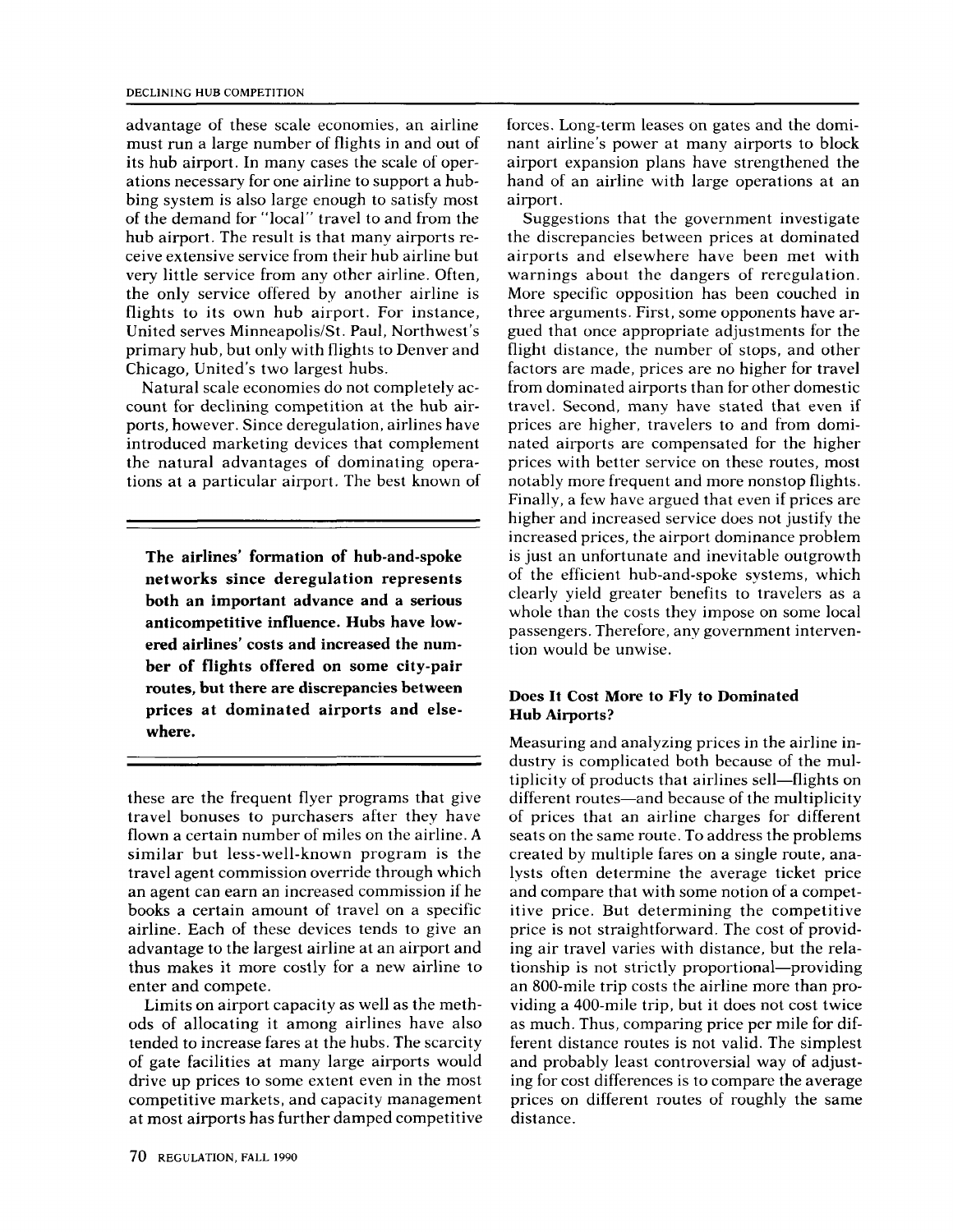advantage of these scale economies, an airline must run a large number of flights in and out of its hub airport. In many cases the scale of operations necessary for one airline to support a hubbing system is also large enough to satisfy most of the demand for "local" travel to and from the hub airport. The result is that many airports receive extensive service from their hub airline but very little service from any other airline. Often, the only service offered by another airline is flights to its own hub airport. For instance, United serves Minneapolis/St. Paul, Northwest's primary hub, but only with flights to Denver and Chicago, United's two largest hubs.

Natural scale economies do not completely account for declining competition at the hub airports, however. Since deregulation, airlines have introduced marketing devices that complement the natural advantages of dominating operations at a particular airport. The best known of these are the frequent flyer programs that give travel bonuses to purchasers after they have flown a certain number of miles on the airline. A similar but less-well-known program is the travel agent commission override through which an agent can earn an increased commission if he books a certain amount of travel on a specific airline. Each of these devices tends to give an advantage to the largest airline at an airport and thus makes it more costly for a new airline to enter and compete.

**The airlines' formation of hub-and-spoke networks since deregulation represents both an important advance and a serious anticompetitive influence. Hubs have lowered airlines' costs and increased the number of flights offered on some city-pair routes, but there are discrepancies between prices at dominated airports and elsewhere.**

Limits on airport capacity as well as the methods of allocating it among airlines have also tended to increase fares at the hubs. The scarcity of gate facilities at many large airports would drive up prices to some extent even in the most competitive markets, and capacity management at most airports has further damped competitive forces. Long-term leases on gates and the dominant airline's power at many airports to block airport expansion plans have strengthened the hand of an airline with large operations at an airport.

Suggestions that the government investigate the discrepancies between prices at dominated airports and elsewhere have been met with warnings about the dangers of reregulation. More specific opposition has been couched in three arguments. First, some opponents have argued that once appropriate adjustments for the flight distance, the number of stops, and other factors are made, prices are no higher for travel from dominated airports than for other domestic travel. Second, many have stated that even if prices are higher, travelers to and from dominated airports are compensated for the higher prices with better service on these routes, most notably more frequent and more nonstop flights. Finally, a few have argued that even if prices are higher and increased service does not justify the increased prices, the airport dominance problem is just an unfortunate and inevitable outgrowth of the efficient hub-and-spoke systems, which clearly yield greater benefits to travelers as a whole than the costs they impose on some local passengers. Therefore, any government intervention would be unwise.

### Does It Cost More to Fly to Dominated Hub Airports?

Measuring and analyzing prices in the airline industry is complicated both because of the multiplicity of products that airlines sell—flights on different routes—and because of the multiplicity of prices that an airline charges for different seats on the same route. To address the problems created by multiple fares on a single route, analysts often determine the average ticket price and compare that with some notion of a competitive price. But determining the competitive price is not straightforward. The cost of providing air travel varies with distance, but the relationship is not strictly proportional—providing an 800-mile trip costs the airline more than providing a 400-mile trip, but it does not cost twice as much. Thus, comparing price per mile for different distance routes is not valid. The simplest and probably least controversial way of adjusting for cost differences is to compare the average prices on different routes of roughly the same distance.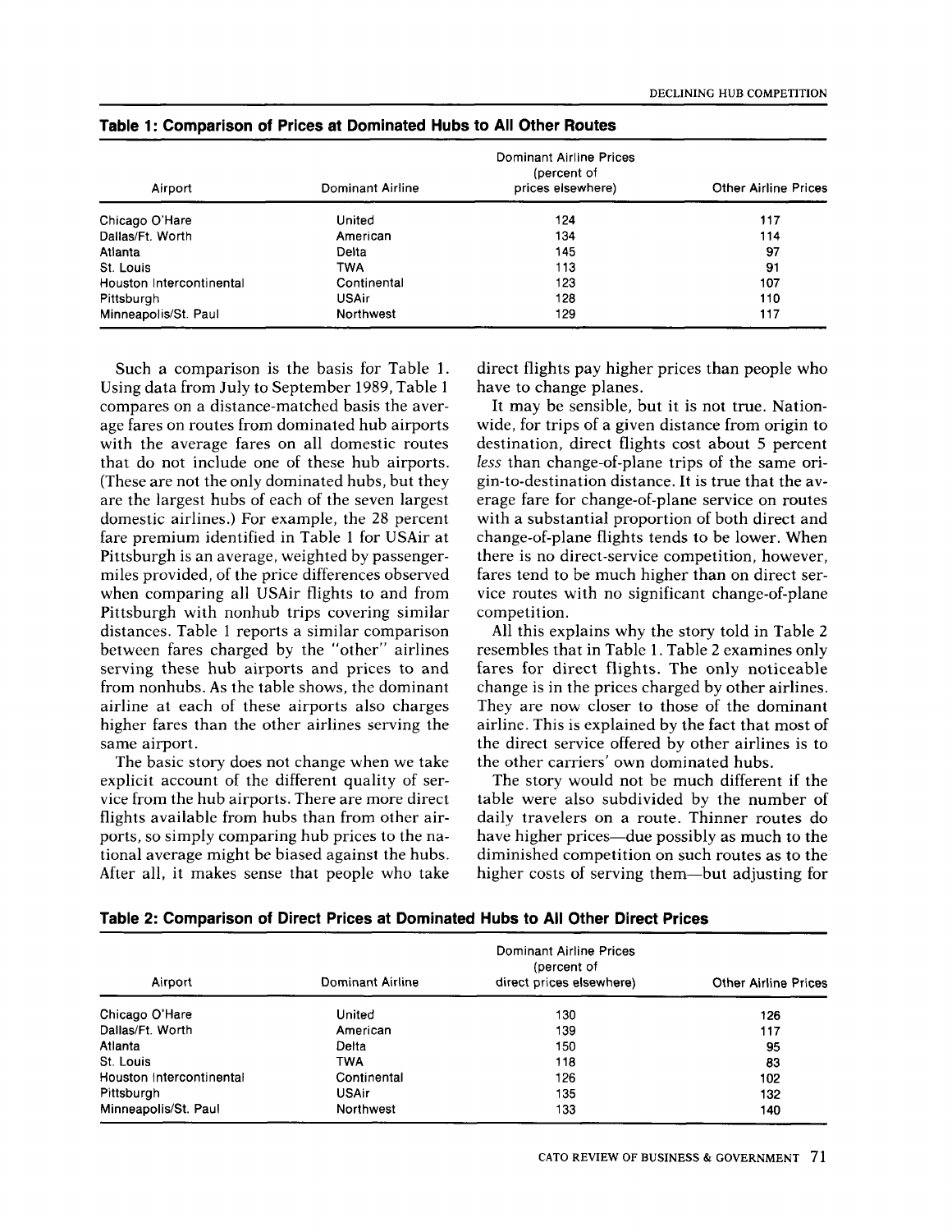**Table 1: Comparison of Prices at Dominated Hubs to All Other Routes**

| Airport | Dominant Airline | Dominant Airline Prices (percent of prices elsewhere) | Other Airline Prices |
|---|---|---|---|
| Chicago O'Hare | United | 124 | 117 |
| Dallas/Ft. Worth | American | 134 | 114 |
| Atlanta | Delta | 145 | 97 |
| St. Louis | TWA | 113 | 91 |
| Houston Intercontinental | Continental | 123 | 107 |
| Pittsburgh | USAir | 128 | 110 |
| Minneapolis/St. Paul | Northwest | 129 | 117 |

Such a comparison is the basis for Table 1. Using data from July to September 1989, Table 1 compares on a distance-matched basis the average fares on routes from dominated hub airports with the average fares on all domestic routes that do not include one of these hub airports. (These are not the only dominated hubs, but they are the largest hubs of each of the seven largest domestic airlines.) For example, the 28 percent fare premium identified in Table 1 for USAir at Pittsburgh is an average, weighted by passenger-miles provided, of the price differences observed when comparing all USAir flights to and from Pittsburgh with nonhub trips covering similar distances. Table 1 reports a similar comparison between fares charged by the "other" airlines serving these hub airports and prices to and from nonhubs. As the table shows, the dominant airline at each of these airports also charges higher fares than the other airlines serving the same airport.

The basic story does not change when we take explicit account of the different quality of service from the hub airports. There are more direct flights available from hubs than from other airports, so simply comparing hub prices to the national average might be biased against the hubs. After all, it makes sense that people who take direct flights pay higher prices than people who have to change planes.

It may be sensible, but it is not true. Nationwide, for trips of a given distance from origin to destination, direct flights cost about 5 percent *less* than change-of-plane trips of the same origin-to-destination distance. It is true that the average fare for change-of-plane service on routes with a substantial proportion of both direct and change-of-plane flights tends to be lower. When there is no direct-service competition, however, fares tend to be much higher than on direct service routes with no significant change-of-plane competition.

All this explains why the story told in Table 2 resembles that in Table 1. Table 2 examines only fares for direct flights. The only noticeable change is in the prices charged by other airlines. They are now closer to those of the dominant airline. This is explained by the fact that most of the direct service offered by other airlines is to the other carriers' own dominated hubs.

The story would not be much different if the table were also subdivided by the number of daily travelers on a route. Thinner routes do have higher prices—due possibly as much to the diminished competition on such routes as to the higher costs of serving them—but adjusting for

**Table 2: Comparison of Direct Prices at Dominated Hubs to All Other Direct Prices**

| Airport | Dominant Airline | Dominant Airline Prices (percent of direct prices elsewhere) | Other Airline Prices |
|---|---|---|---|
| Chicago O'Hare | United | 130 | 126 |
| Dallas/Ft. Worth | American | 139 | 117 |
| Atlanta | Delta | 150 | 95 |
| St. Louis | TWA | 118 | 83 |
| Houston Intercontinental | Continental | 126 | 102 |
| Pittsburgh | USAir | 135 | 132 |
| Minneapolis/St. Paul | Northwest | 133 | 140 |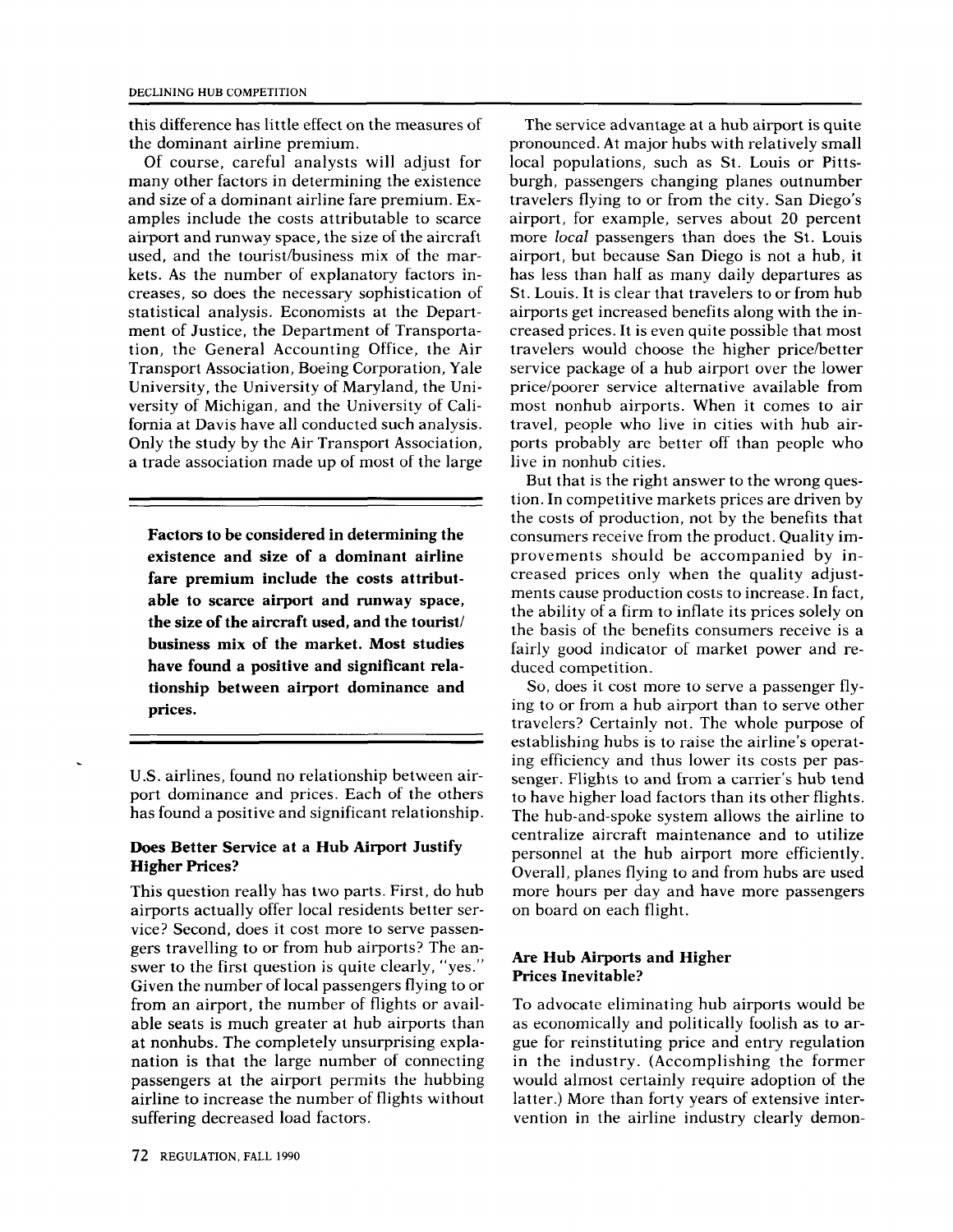this difference has little effect on the measures of the dominant airline premium.

Of course, careful analysts will adjust for many other factors in determining the existence and size of a dominant airline fare premium. Examples include the costs attributable to scarce airport and runway space, the size of the aircraft used, and the tourist/business mix of the markets. As the number of explanatory factors increases, so does the necessary sophistication of statistical analysis. Economists at the Department of Justice, the Department of Transportation, the General Accounting Office, the Air Transport Association, Boeing Corporation, Yale University, the University of Maryland, the University of Michigan, and the University of California at Davis have all conducted such analysis. Only the study by the Air Transport Association, a trade association made up of most of the large U.S. airlines, found no relationship between airport dominance and prices. Each of the others has found a positive and significant relationship.

**Factors to be considered in determining the existence and size of a dominant airline fare premium include the costs attributable to scarce airport and runway space, the size of the aircraft used, and the tourist/business mix of the market. Most studies have found a positive and significant relationship between airport dominance and prices.**

### Does Better Service at a Hub Airport Justify Higher Prices?

This question really has two parts. First, do hub airports actually offer local residents better service? Second, does it cost more to serve passengers travelling to or from hub airports? The answer to the first question is quite clearly, "yes." Given the number of local passengers flying to or from an airport, the number of flights or available seats is much greater at hub airports than at nonhubs. The completely unsurprising explanation is that the large number of connecting passengers at the airport permits the hubbing airline to increase the number of flights without suffering decreased load factors.

The service advantage at a hub airport is quite pronounced. At major hubs with relatively small local populations, such as St. Louis or Pittsburgh, passengers changing planes outnumber travelers flying to or from the city. San Diego's airport, for example, serves about 20 percent more *local* passengers than does the St. Louis airport, but because San Diego is not a hub, it has less than half as many daily departures as St. Louis. It is clear that travelers to or from hub airports get increased benefits along with the increased prices. It is even quite possible that most travelers would choose the higher price/better service package of a hub airport over the lower price/poorer service alternative available from most nonhub airports. When it comes to air travel, people who live in cities with hub airports probably are better off than people who live in nonhub cities.

But that is the right answer to the wrong question. In competitive markets prices are driven by the costs of production, not by the benefits that consumers receive from the product. Quality improvements should be accompanied by increased prices only when the quality adjustments cause production costs to increase. In fact, the ability of a firm to inflate its prices solely on the basis of the benefits consumers receive is a fairly good indicator of market power and reduced competition.

So, does it cost more to serve a passenger flying to or from a hub airport than to serve other travelers? Certainly not. The whole purpose of establishing hubs is to raise the airline's operating efficiency and thus lower its costs per passenger. Flights to and from a carrier's hub tend to have higher load factors than its other flights. The hub-and-spoke system allows the airline to centralize aircraft maintenance and to utilize personnel at the hub airport more efficiently. Overall, planes flying to and from hubs are used more hours per day and have more passengers on board on each flight.

### Are Hub Airports and Higher Prices Inevitable?

To advocate eliminating hub airports would be as economically and politically foolish as to argue for reinstituting price and entry regulation in the industry. (Accomplishing the former would almost certainly require adoption of the latter.) More than forty years of extensive intervention in the airline industry clearly demon-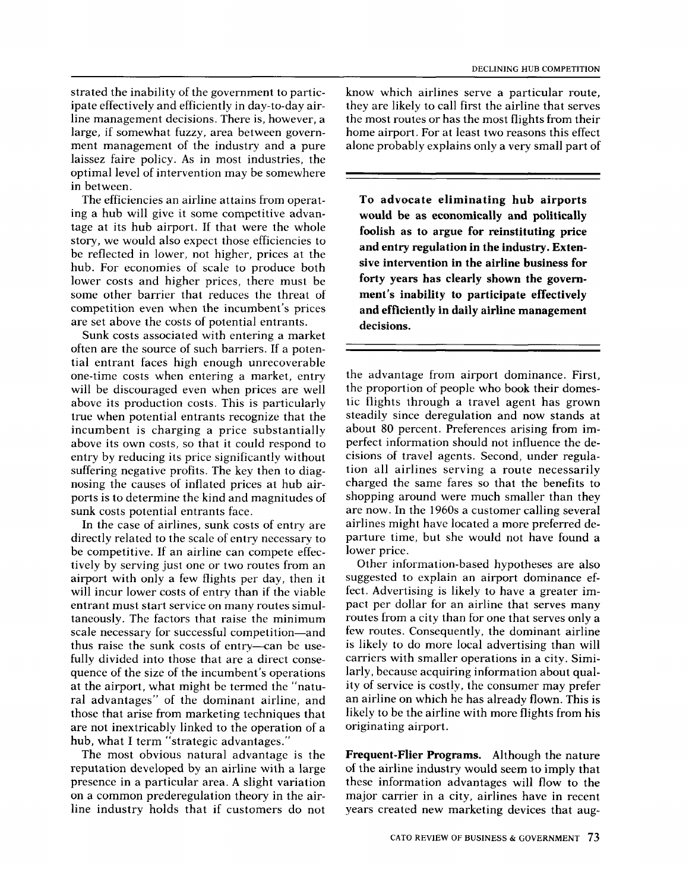strated the inability of the government to participate effectively and efficiently in day-to-day airline management decisions. There is, however, a large, if somewhat fuzzy, area between government management of the industry and a pure laissez faire policy. As in most industries, the optimal level of intervention may be somewhere in between.

The efficiencies an airline attains from operating a hub will give it some competitive advantage at its hub airport. If that were the whole story, we would also expect those efficiencies to be reflected in lower, not higher, prices at the hub. For economies of scale to produce both lower costs and higher prices, there must be some other barrier that reduces the threat of competition even when the incumbent's prices are set above the costs of potential entrants.

Sunk costs associated with entering a market often are the source of such barriers. If a potential entrant faces high enough unrecoverable one-time costs when entering a market, entry will be discouraged even when prices are well above its production costs. This is particularly true when potential entrants recognize that the incumbent is charging a price substantially above its own costs, so that it could respond to entry by reducing its price significantly without suffering negative profits. The key then to diagnosing the causes of inflated prices at hub airports is to determine the kind and magnitudes of sunk costs potential entrants face.

In the case of airlines, sunk costs of entry are directly related to the scale of entry necessary to be competitive. If an airline can compete effectively by serving just one or two routes from an airport with only a few flights per day, then it will incur lower costs of entry than if the viable entrant must start service on many routes simultaneously. The factors that raise the minimum scale necessary for successful competition—and thus raise the sunk costs of entry—can be usefully divided into those that are a direct consequence of the size of the incumbent's operations at the airport, what might be termed the "natural advantages" of the dominant airline, and those that arise from marketing techniques that are not inextricably linked to the operation of a hub, what I term "strategic advantages."

The most obvious natural advantage is the reputation developed by an airline with a large presence in a particular area. A slight variation on a common prederegulation theory in the airline industry holds that if customers do not know which airlines serve a particular route, they are likely to call first the airline that serves the most routes or has the most flights from their home airport. For at least two reasons this effect alone probably explains only a very small part of the advantage from airport dominance. First, the proportion of people who book their domestic flights through a travel agent has grown steadily since deregulation and now stands at about 80 percent. Preferences arising from imperfect information should not influence the decisions of travel agents. Second, under regulation all airlines serving a route necessarily charged the same fares so that the benefits to shopping around were much smaller than they are now. In the 1960s a customer calling several airlines might have located a more preferred departure time, but she would not have found a lower price.

> **To advocate eliminating hub airports would be as economically and politically foolish as to argue for reinstituting price and entry regulation in the industry. Extensive intervention in the airline business for forty years has clearly shown the government's inability to participate effectively and efficiently in daily airline management decisions.**

Other information-based hypotheses are also suggested to explain an airport dominance effect. Advertising is likely to have a greater impact per dollar for an airline that serves many routes from a city than for one that serves only a few routes. Consequently, the dominant airline is likely to do more local advertising than will carriers with smaller operations in a city. Similarly, because acquiring information about quality of service is costly, the consumer may prefer an airline on which he has already flown. This is likely to be the airline with more flights from his originating airport.

**Frequent-Flier Programs.** Although the nature of the airline industry would seem to imply that these information advantages will flow to the major carrier in a city, airlines have in recent years created new marketing devices that aug-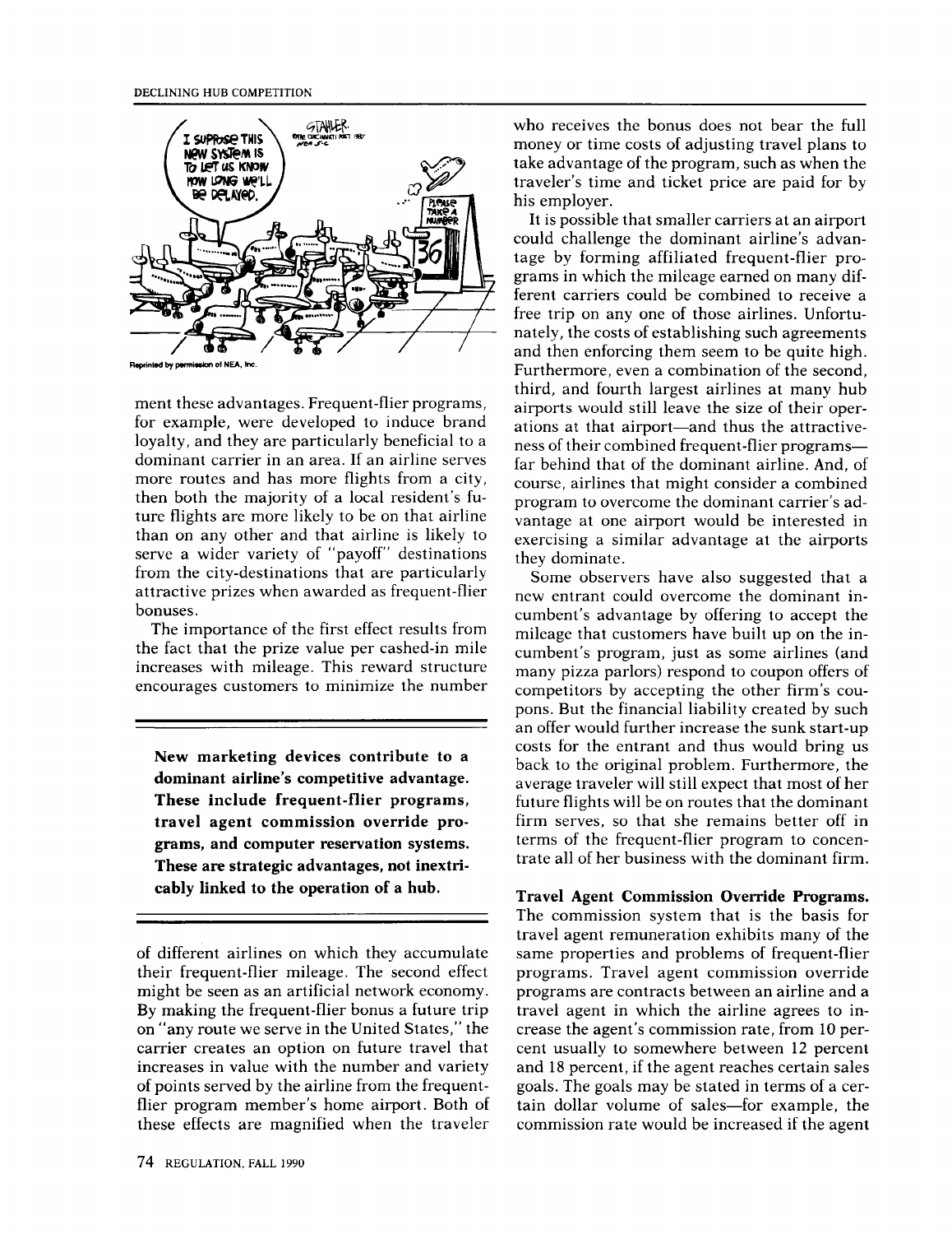Reprinted by permission of NEA, Inc.

ment these advantages. Frequent-flier programs, for example, were developed to induce brand loyalty, and they are particularly beneficial to a dominant carrier in an area. If an airline serves more routes and has more flights from a city, then both the majority of a local resident's future flights are more likely to be on that airline than on any other and that airline is likely to serve a wider variety of "payoff" destinations from the city-destinations that are particularly attractive prizes when awarded as frequent-flier bonuses.

The importance of the first effect results from the fact that the prize value per cashed-in mile increases with mileage. This reward structure encourages customers to minimize the number of different airlines on which they accumulate their frequent-flier mileage. The second effect might be seen as an artificial network economy. By making the frequent-flier bonus a future trip on "any route we serve in the United States," the carrier creates an option on future travel that increases in value with the number and variety of points served by the airline from the frequent-flier program member's home airport. Both of these effects are magnified when the traveler who receives the bonus does not bear the full money or time costs of adjusting travel plans to take advantage of the program, such as when the traveler's time and ticket price are paid for by his employer.

> **New marketing devices contribute to a dominant airline's competitive advantage. These include frequent-flier programs, travel agent commission override programs, and computer reservation systems. These are strategic advantages, not inextricably linked to the operation of a hub.**

It is possible that smaller carriers at an airport could challenge the dominant airline's advantage by forming affiliated frequent-flier programs in which the mileage earned on many different carriers could be combined to receive a free trip on any one of those airlines. Unfortunately, the costs of establishing such agreements and then enforcing them seem to be quite high. Furthermore, even a combination of the second, third, and fourth largest airlines at many hub airports would still leave the size of their operations at that airport—and thus the attractiveness of their combined frequent-flier programs—far behind that of the dominant airline. And, of course, airlines that might consider a combined program to overcome the dominant carrier's advantage at one airport would be interested in exercising a similar advantage at the airports they dominate.

Some observers have also suggested that a new entrant could overcome the dominant incumbent's advantage by offering to accept the mileage that customers have built up on the incumbent's program, just as some airlines (and many pizza parlors) respond to coupon offers of competitors by accepting the other firm's coupons. But the financial liability created by such an offer would further increase the sunk start-up costs for the entrant and thus would bring us back to the original problem. Furthermore, the average traveler will still expect that most of her future flights will be on routes that the dominant firm serves, so that she remains better off in terms of the frequent-flier program to concentrate all of her business with the dominant firm.

**Travel Agent Commission Override Programs.** The commission system that is the basis for travel agent remuneration exhibits many of the same properties and problems of frequent-flier programs. Travel agent commission override programs are contracts between an airline and a travel agent in which the airline agrees to increase the agent's commission rate, from 10 percent usually to somewhere between 12 percent and 18 percent, if the agent reaches certain sales goals. The goals may be stated in terms of a certain dollar volume of sales—for example, the commission rate would be increased if the agent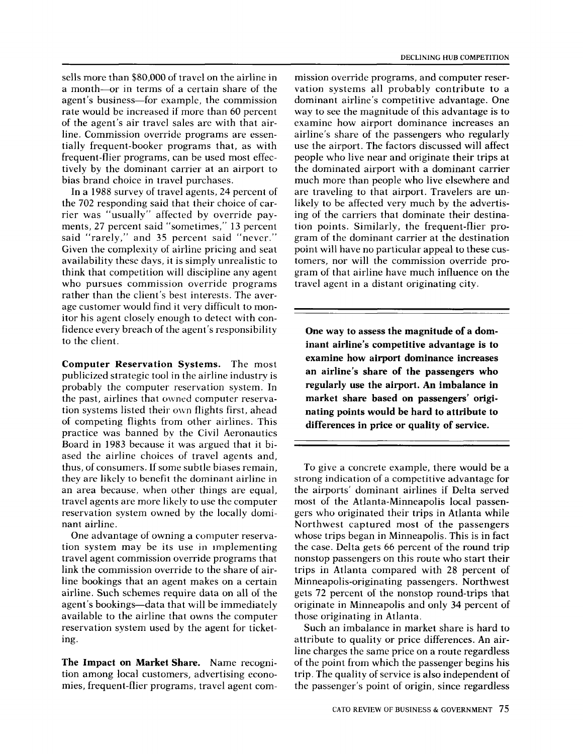sells more than $80,000 of travel on the airline in a month—or in terms of a certain share of the agent's business—for example, the commission rate would be increased if more than 60 percent of the agent's air travel sales are with that airline. Commission override programs are essentially frequent-booker programs that, as with frequent-flier programs, can be used most effectively by the dominant carrier at an airport to bias brand choice in travel purchases.

In a 1988 survey of travel agents, 24 percent of the 702 responding said that their choice of carrier was "usually" affected by override payments, 27 percent said "sometimes," 13 percent said "rarely," and 35 percent said "never." Given the complexity of airline pricing and seat availability these days, it is simply unrealistic to think that competition will discipline any agent who pursues commission override programs rather than the client's best interests. The average customer would find it very difficult to monitor his agent closely enough to detect with confidence every breach of the agent's responsibility to the client.

**Computer Reservation Systems.** The most publicized strategic tool in the airline industry is probably the computer reservation system. In the past, airlines that owned computer reservation systems listed their own flights first, ahead of competing flights from other airlines. This practice was banned by the Civil Aeronautics Board in 1983 because it was argued that it biased the airline choices of travel agents and, thus, of consumers. If some subtle biases remain, they are likely to benefit the dominant airline in an area because, when other things are equal, travel agents are more likely to use the computer reservation system owned by the locally dominant airline.

One advantage of owning a computer reservation system may be its use in implementing travel agent commission override programs that link the commission override to the share of airline bookings that an agent makes on a certain airline. Such schemes require data on all of the agent's bookings—data that will be immediately available to the airline that owns the computer reservation system used by the agent for ticketing.

**The Impact on Market Share.** Name recognition among local customers, advertising economies, frequent-flier programs, travel agent commission override programs, and computer reservation systems all probably contribute to a dominant airline's competitive advantage. One way to see the magnitude of this advantage is to examine how airport dominance increases an airline's share of the passengers who regularly use the airport. The factors discussed will affect people who live near and originate their trips at the dominated airport with a dominant carrier much more than people who live elsewhere and are traveling to that airport. Travelers are unlikely to be affected very much by the advertising of the carriers that dominate their destination points. Similarly, the frequent-flier program of the dominant carrier at the destination point will have no particular appeal to these customers, nor will the commission override program of that airline have much influence on the travel agent in a distant originating city.

**One way to assess the magnitude of a dominant airline's competitive advantage is to examine how airport dominance increases an airline's share of the passengers who regularly use the airport. An imbalance in market share based on passengers' originating points would be hard to attribute to differences in price or quality of service.**

To give a concrete example, there would be a strong indication of a competitive advantage for the airports' dominant airlines if Delta served most of the Atlanta-Minneapolis local passengers who originated their trips in Atlanta while Northwest captured most of the passengers whose trips began in Minneapolis. This is in fact the case. Delta gets 66 percent of the round trip nonstop passengers on this route who start their trips in Atlanta compared with 28 percent of Minneapolis-originating passengers. Northwest gets 72 percent of the nonstop round-trips that originate in Minneapolis and only 34 percent of those originating in Atlanta.

Such an imbalance in market share is hard to attribute to quality or price differences. An airline charges the same price on a route regardless of the point from which the passenger begins his trip. The quality of service is also independent of the passenger's point of origin, since regardless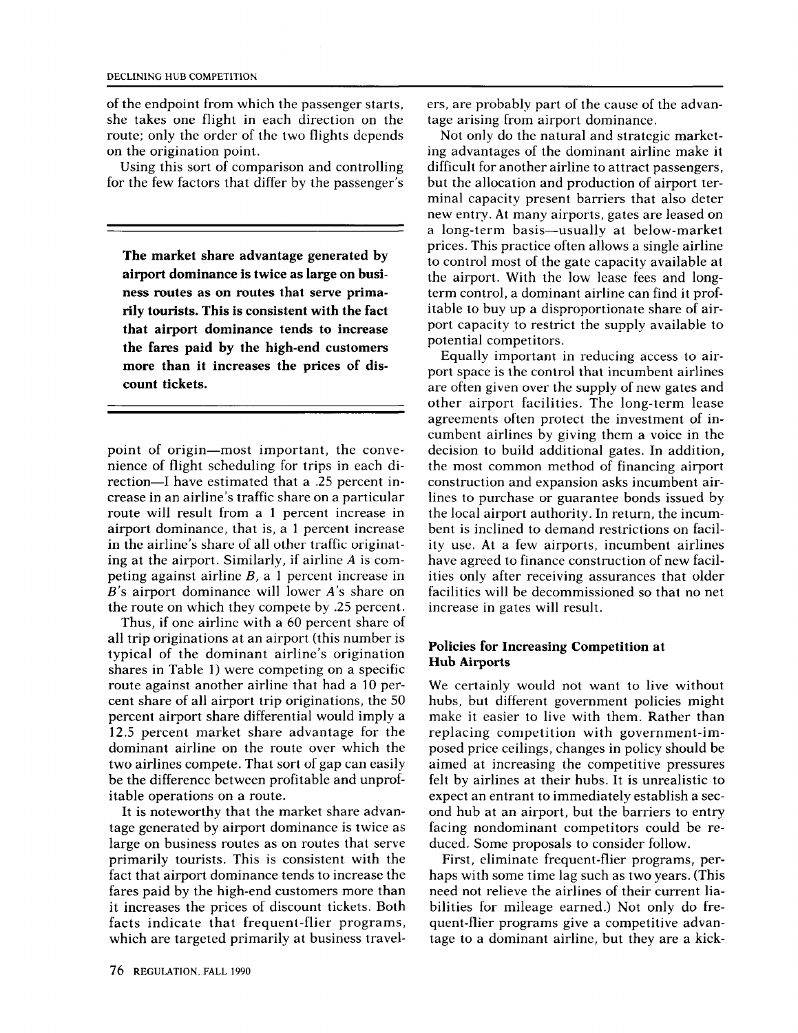of the endpoint from which the passenger starts, she takes one flight in each direction on the route; only the order of the two flights depends on the origination point.

Using this sort of comparison and controlling for the few factors that differ by the passenger's point of origin—most important, the convenience of flight scheduling for trips in each direction—I have estimated that a .25 percent increase in an airline's traffic share on a particular route will result from a 1 percent increase in airport dominance, that is, a 1 percent increase in the airline's share of all other traffic originating at the airport. Similarly, if airline $A$ is competing against airline $B$, a 1 percent increase in $B$'s airport dominance will lower $A$'s share on the route on which they compete by .25 percent.

**The market share advantage generated by airport dominance is twice as large on business routes as on routes that serve primarily tourists. This is consistent with the fact that airport dominance tends to increase the fares paid by the high-end customers more than it increases the prices of discount tickets.**

Thus, if one airline with a 60 percent share of all trip originations at an airport (this number is typical of the dominant airline's origination shares in Table 1) were competing on a specific route against another airline that had a 10 percent share of all airport trip originations, the 50 percent airport share differential would imply a 12.5 percent market share advantage for the dominant airline on the route over which the two airlines compete. That sort of gap can easily be the difference between profitable and unprofitable operations on a route.

It is noteworthy that the market share advantage generated by airport dominance is twice as large on business routes as on routes that serve primarily tourists. This is consistent with the fact that airport dominance tends to increase the fares paid by the high-end customers more than it increases the prices of discount tickets. Both facts indicate that frequent-flier programs, which are targeted primarily at business travelers, are probably part of the cause of the advantage arising from airport dominance.

Not only do the natural and strategic marketing advantages of the dominant airline make it difficult for another airline to attract passengers, but the allocation and production of airport terminal capacity present barriers that also deter new entry. At many airports, gates are leased on a long-term basis—usually at below-market prices. This practice often allows a single airline to control most of the gate capacity available at the airport. With the low lease fees and long-term control, a dominant airline can find it profitable to buy up a disproportionate share of airport capacity to restrict the supply available to potential competitors.

Equally important in reducing access to airport space is the control that incumbent airlines are often given over the supply of new gates and other airport facilities. The long-term lease agreements often protect the investment of incumbent airlines by giving them a voice in the decision to build additional gates. In addition, the most common method of financing airport construction and expansion asks incumbent airlines to purchase or guarantee bonds issued by the local airport authority. In return, the incumbent is inclined to demand restrictions on facility use. At a few airports, incumbent airlines have agreed to finance construction of new facilities only after receiving assurances that older facilities will be decommissioned so that no net increase in gates will result.

### Policies for Increasing Competition at Hub Airports

We certainly would not want to live without hubs, but different government policies might make it easier to live with them. Rather than replacing competition with government-imposed price ceilings, changes in policy should be aimed at increasing the competitive pressures felt by airlines at their hubs. It is unrealistic to expect an entrant to immediately establish a second hub at an airport, but the barriers to entry facing nondominant competitors could be reduced. Some proposals to consider follow.

First, eliminate frequent-flier programs, perhaps with some time lag such as two years. (This need not relieve the airlines of their current liabilities for mileage earned.) Not only do frequent-flier programs give a competitive advantage to a dominant airline, but they are a kick-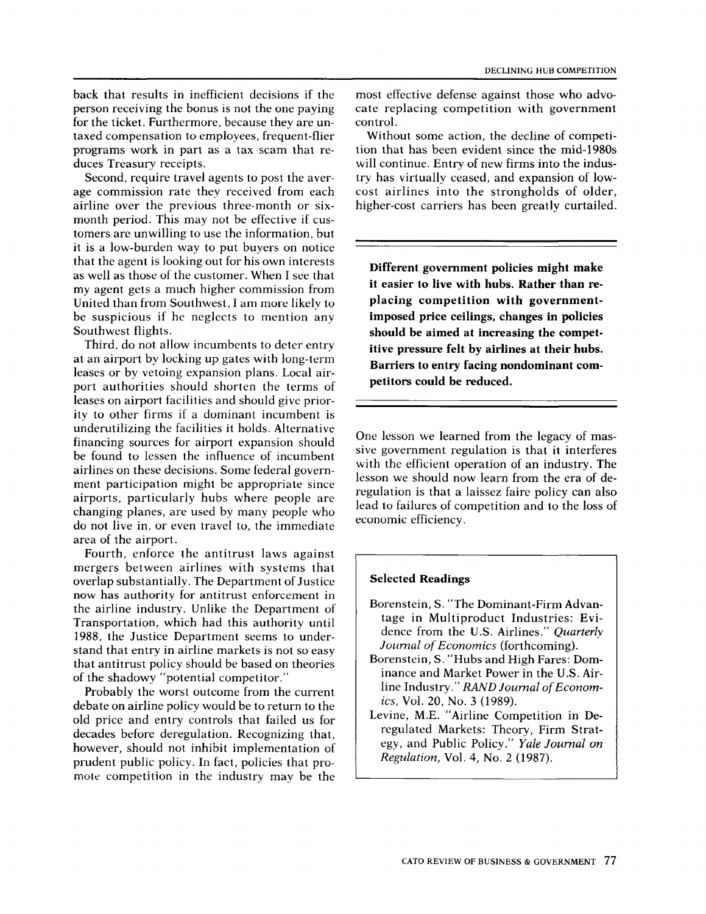back that results in inefficient decisions if the person receiving the bonus is not the one paying for the ticket. Furthermore, because they are untaxed compensation to employees, frequent-flier programs work in part as a tax scam that reduces Treasury receipts.

Second, require travel agents to post the average commission rate they received from each airline over the previous three-month or six-month period. This may not be effective if customers are unwilling to use the information, but it is a low-burden way to put buyers on notice that the agent is looking out for his own interests as well as those of the customer. When I see that my agent gets a much higher commission from United than from Southwest, I am more likely to be suspicious if he neglects to mention any Southwest flights.

Third, do not allow incumbents to deter entry at an airport by locking up gates with long-term leases or by vetoing expansion plans. Local airport authorities should shorten the terms of leases on airport facilities and should give priority to other firms if a dominant incumbent is underutilizing the facilities it holds. Alternative financing sources for airport expansion should be found to lessen the influence of incumbent airlines on these decisions. Some federal government participation might be appropriate since airports, particularly hubs where people are changing planes, are used by many people who do not live in, or even travel to, the immediate area of the airport.

Fourth, enforce the antitrust laws against mergers between airlines with systems that overlap substantially. The Department of Justice now has authority for antitrust enforcement in the airline industry. Unlike the Department of Transportation, which had this authority until 1988, the Justice Department seems to understand that entry in airline markets is not so easy that antitrust policy should be based on theories of the shadowy "potential competitor."

Probably the worst outcome from the current debate on airline policy would be to return to the old price and entry controls that failed us for decades before deregulation. Recognizing that, however, should not inhibit implementation of prudent public policy. In fact, policies that promote competition in the industry may be the most effective defense against those who advocate replacing competition with government control.

Without some action, the decline of competition that has been evident since the mid-1980s will continue. Entry of new firms into the industry has virtually ceased, and expansion of low-cost airlines into the strongholds of older, higher-cost carriers has been greatly curtailed.

**Different government policies might make it easier to live with hubs. Rather than replacing competition with government-imposed price ceilings, changes in policies should be aimed at increasing the competitive pressure felt by airlines at their hubs. Barriers to entry facing nondominant competitors could be reduced.**

One lesson we learned from the legacy of massive government regulation is that it interferes with the efficient operation of an industry. The lesson we should now learn from the era of deregulation is that a laissez faire policy can also lead to failures of competition and to the loss of economic efficiency.

### Selected Readings

Borenstein, S. "The Dominant-Firm Advantage in Multiproduct Industries: Evidence from the U.S. Airlines." *Quarterly Journal of Economics* (forthcoming).

Borenstein, S. "Hubs and High Fares: Dominance and Market Power in the U.S. Airline Industry." *RAND Journal of Economics*, Vol. 20, No. 3 (1989).

Levine, M.E. "Airline Competition in Deregulated Markets: Theory, Firm Strategy, and Public Policy." *Yale Journal on Regulation*, Vol. 4, No. 2 (1987).